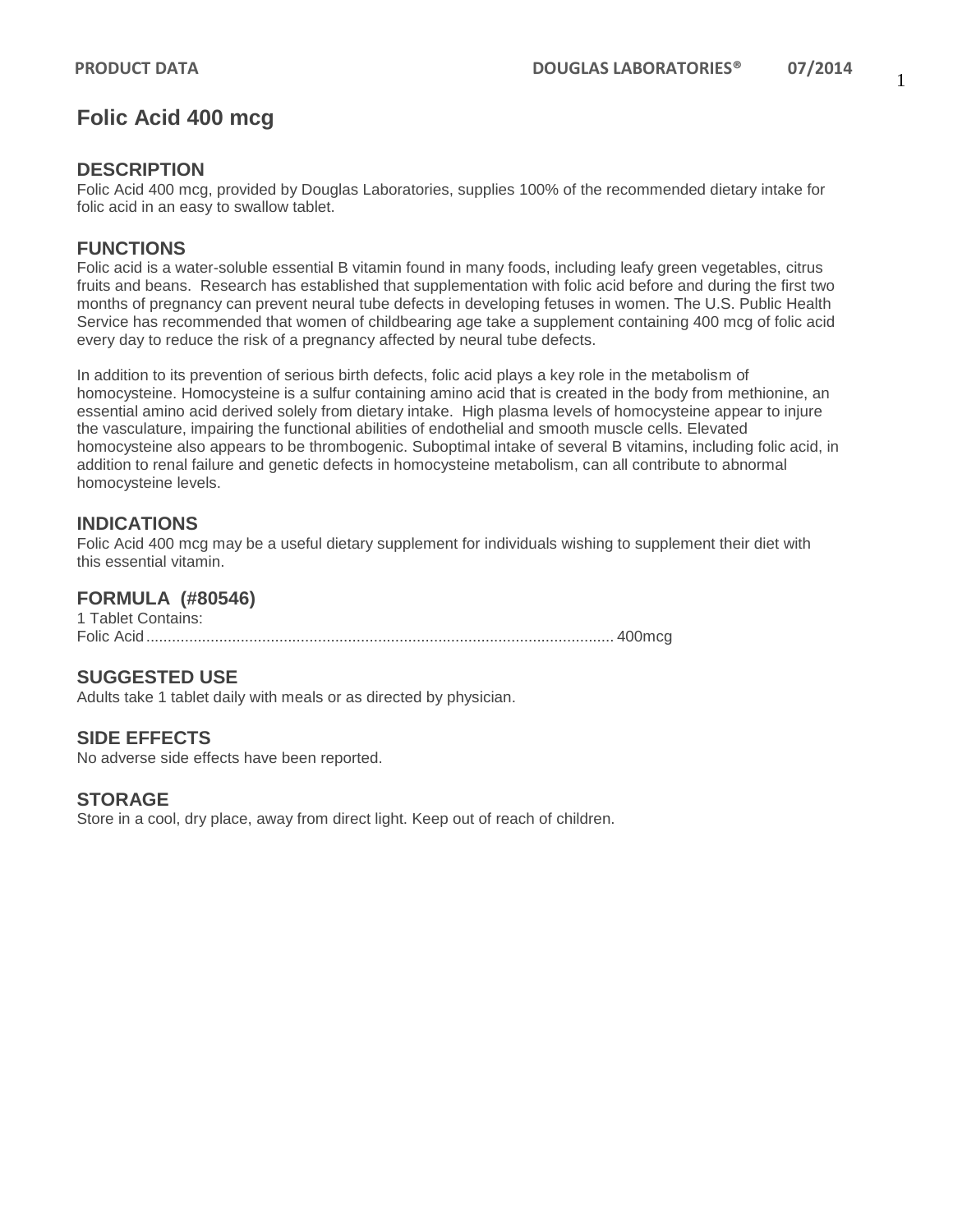# Folic Acid 400 mcg

## DESCRIPTION

Folic Acid 400 mcg, provided by Douglas Laboratories, supplies 100% of the recommended dietary intake for folic acid in an easy to swallow tablet.

## FUNCTIONS

Folic acid is a water-soluble essential B vitamin found in many foods, including leafy green vegetables, citrus fruits and beans. Research has established that supplementation with folic acid before and during the first two months of pregnancy can prevent neural tube defects in developing fetuses in women. The U.S. Public Health Service has recommended that women of childbearing age take a supplement containing 400 mcg of folic acid every day to reduce the risk of a pregnancy affected by neural tube defects.

In addition to its prevention of serious birth defects, folic acid plays a key role in the metabolism of homocysteine. Homocysteine is a sulfur containing amino acid that is created in the body from methionine, an essential amino acid derived solely from dietary intake. High plasma levels of homocysteine appear to injure the vasculature, impairing the functional abilities of endothelial and smooth muscle cells. Elevated homocysteine also appears to be thrombogenic. Suboptimal intake of several B vitamins, including folic acid, in addition to renal failure and genetic defects in homocysteine metabolism, can all contribute to abnormal homocysteine levels.

## INDICATIONS

Folic Acid 400 mcg may be a useful dietary supplement for individuals wishing to supplement their diet with this essential vitamin.

## FORMULA (#80546)

1 Tablet Contains:
Folic Acid............................................................................................................ 400mcg

## SUGGESTED USE

Adults take 1 tablet daily with meals or as directed by physician.

## SIDE EFFECTS

No adverse side effects have been reported.

## STORAGE

Store in a cool, dry place, away from direct light. Keep out of reach of children.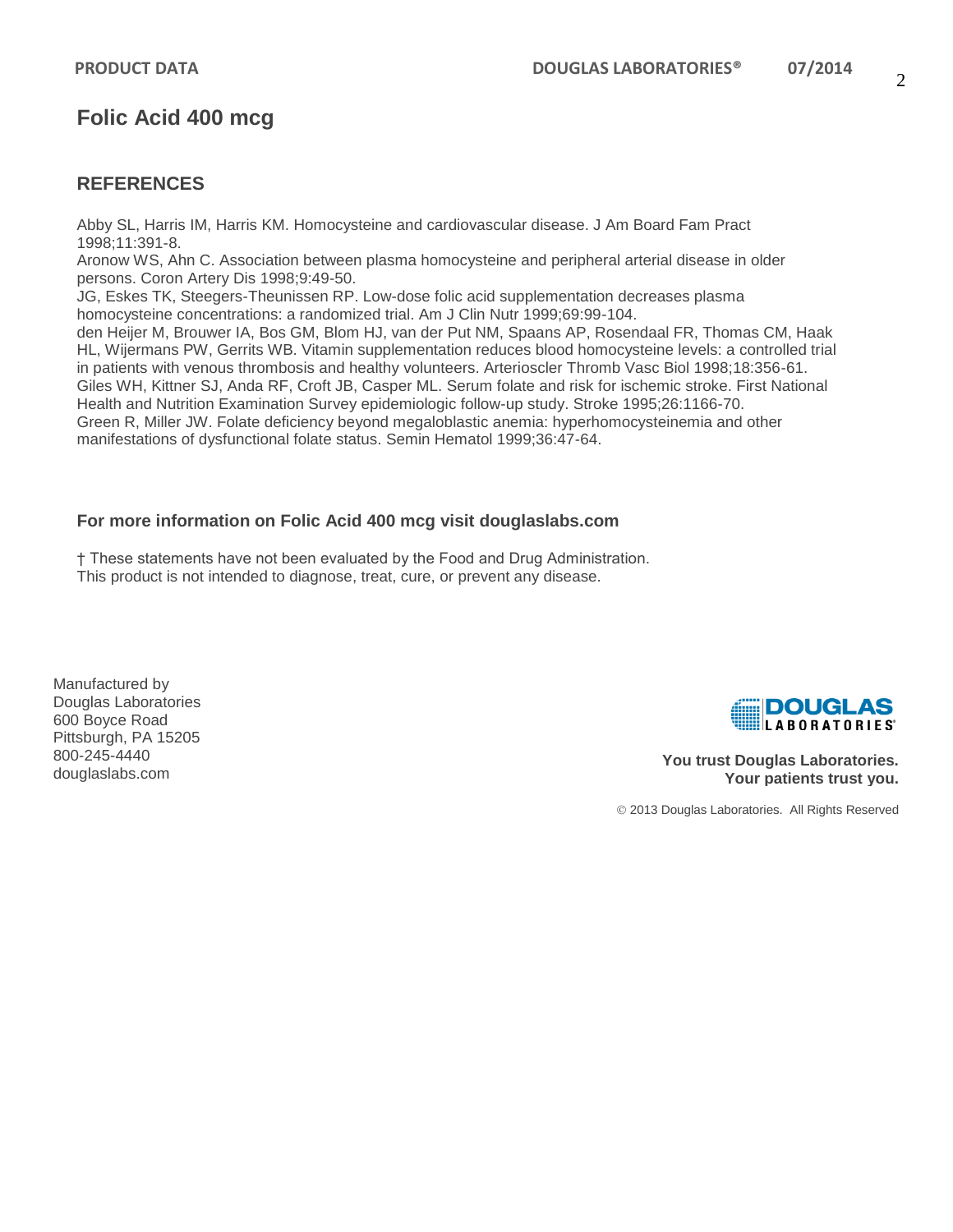# Folic Acid 400 mcg

## REFERENCES

Abby SL, Harris IM, Harris KM. Homocysteine and cardiovascular disease. J Am Board Fam Pract 1998;11:391-8.

Aronow WS, Ahn C. Association between plasma homocysteine and peripheral arterial disease in older persons. Coron Artery Dis 1998;9:49-50.

JG, Eskes TK, Steegers-Theunissen RP. Low-dose folic acid supplementation decreases plasma homocysteine concentrations: a randomized trial. Am J Clin Nutr 1999;69:99-104.

den Heijer M, Brouwer IA, Bos GM, Blom HJ, van der Put NM, Spaans AP, Rosendaal FR, Thomas CM, Haak HL, Wijermans PW, Gerrits WB. Vitamin supplementation reduces blood homocysteine levels: a controlled trial in patients with venous thrombosis and healthy volunteers. Arterioscler Thromb Vasc Biol 1998;18:356-61.

Giles WH, Kittner SJ, Anda RF, Croft JB, Casper ML. Serum folate and risk for ischemic stroke. First National Health and Nutrition Examination Survey epidemiologic follow-up study. Stroke 1995;26:1166-70.

Green R, Miller JW. Folate deficiency beyond megaloblastic anemia: hyperhomocysteinemia and other manifestations of dysfunctional folate status. Semin Hematol 1999;36:47-64.

**For more information on Folic Acid 400 mcg visit douglaslabs.com**

† These statements have not been evaluated by the Food and Drug Administration.
This product is not intended to diagnose, treat, cure, or prevent any disease.

Manufactured by
Douglas Laboratories
600 Boyce Road
Pittsburgh, PA 15205
800-245-4440
douglaslabs.com

DOUGLAS LABORATORIES

**You trust Douglas Laboratories.**
**Your patients trust you.**

© 2013 Douglas Laboratories. All Rights Reserved